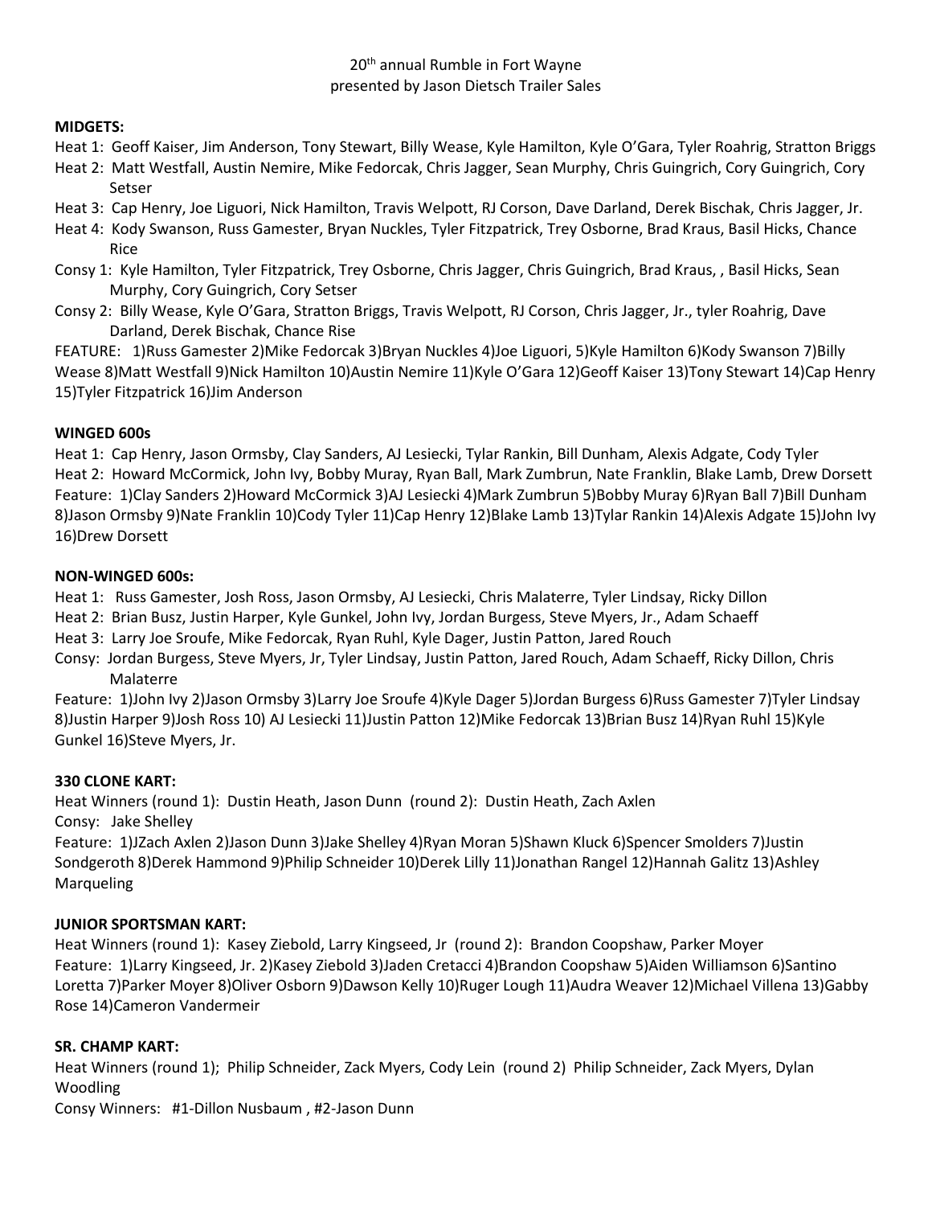20th annual Rumble in Fort Wayne
presented by Jason Dietsch Trailer Sales

**MIDGETS:**

Heat 1: Geoff Kaiser, Jim Anderson, Tony Stewart, Billy Wease, Kyle Hamilton, Kyle O'Gara, Tyler Roahrig, Stratton Briggs
Heat 2: Matt Westfall, Austin Nemire, Mike Fedorcak, Chris Jagger, Sean Murphy, Chris Guingrich, Cory Guingrich, Cory Setser
Heat 3: Cap Henry, Joe Liguori, Nick Hamilton, Travis Welpott, RJ Corson, Dave Darland, Derek Bischak, Chris Jagger, Jr.
Heat 4: Kody Swanson, Russ Gamester, Bryan Nuckles, Tyler Fitzpatrick, Trey Osborne, Brad Kraus, Basil Hicks, Chance Rice
Consy 1: Kyle Hamilton, Tyler Fitzpatrick, Trey Osborne, Chris Jagger, Chris Guingrich, Brad Kraus, , Basil Hicks, Sean Murphy, Cory Guingrich, Cory Setser
Consy 2: Billy Wease, Kyle O'Gara, Stratton Briggs, Travis Welpott, RJ Corson, Chris Jagger, Jr., tyler Roahrig, Dave Darland, Derek Bischak, Chance Rise
FEATURE: 1)Russ Gamester 2)Mike Fedorcak 3)Bryan Nuckles 4)Joe Liguori, 5)Kyle Hamilton 6)Kody Swanson 7)Billy Wease 8)Matt Westfall 9)Nick Hamilton 10)Austin Nemire 11)Kyle O'Gara 12)Geoff Kaiser 13)Tony Stewart 14)Cap Henry 15)Tyler Fitzpatrick 16)Jim Anderson

**WINGED 600s**

Heat 1: Cap Henry, Jason Ormsby, Clay Sanders, AJ Lesiecki, Tylar Rankin, Bill Dunham, Alexis Adgate, Cody Tyler
Heat 2: Howard McCormick, John Ivy, Bobby Muray, Ryan Ball, Mark Zumbrun, Nate Franklin, Blake Lamb, Drew Dorsett
Feature: 1)Clay Sanders 2)Howard McCormick 3)AJ Lesiecki 4)Mark Zumbrun 5)Bobby Muray 6)Ryan Ball 7)Bill Dunham 8)Jason Ormsby 9)Nate Franklin 10)Cody Tyler 11)Cap Henry 12)Blake Lamb 13)Tylar Rankin 14)Alexis Adgate 15)John Ivy 16)Drew Dorsett

**NON-WINGED 600s:**

Heat 1: Russ Gamester, Josh Ross, Jason Ormsby, AJ Lesiecki, Chris Malaterre, Tyler Lindsay, Ricky Dillon
Heat 2: Brian Busz, Justin Harper, Kyle Gunkel, John Ivy, Jordan Burgess, Steve Myers, Jr., Adam Schaeff
Heat 3: Larry Joe Sroufe, Mike Fedorcak, Ryan Ruhl, Kyle Dager, Justin Patton, Jared Rouch
Consy: Jordan Burgess, Steve Myers, Jr, Tyler Lindsay, Justin Patton, Jared Rouch, Adam Schaeff, Ricky Dillon, Chris Malaterre
Feature: 1)John Ivy 2)Jason Ormsby 3)Larry Joe Sroufe 4)Kyle Dager 5)Jordan Burgess 6)Russ Gamester 7)Tyler Lindsay 8)Justin Harper 9)Josh Ross 10) AJ Lesiecki 11)Justin Patton 12)Mike Fedorcak 13)Brian Busz 14)Ryan Ruhl 15)Kyle Gunkel 16)Steve Myers, Jr.

**330 CLONE KART:**

Heat Winners (round 1): Dustin Heath, Jason Dunn (round 2): Dustin Heath, Zach Axlen
Consy: Jake Shelley
Feature: 1)JZach Axlen 2)Jason Dunn 3)Jake Shelley 4)Ryan Moran 5)Shawn Kluck 6)Spencer Smolders 7)Justin Sondgeroth 8)Derek Hammond 9)Philip Schneider 10)Derek Lilly 11)Jonathan Rangel 12)Hannah Galitz 13)Ashley Marqueling

**JUNIOR SPORTSMAN KART:**

Heat Winners (round 1): Kasey Ziebold, Larry Kingseed, Jr (round 2): Brandon Coopshaw, Parker Moyer
Feature: 1)Larry Kingseed, Jr. 2)Kasey Ziebold 3)Jaden Cretacci 4)Brandon Coopshaw 5)Aiden Williamson 6)Santino Loretta 7)Parker Moyer 8)Oliver Osborn 9)Dawson Kelly 10)Ruger Lough 11)Audra Weaver 12)Michael Villena 13)Gabby Rose 14)Cameron Vandermeir

**SR. CHAMP KART:**

Heat Winners (round 1); Philip Schneider, Zack Myers, Cody Lein (round 2) Philip Schneider, Zack Myers, Dylan Woodling
Consy Winners: #1-Dillon Nusbaum , #2-Jason Dunn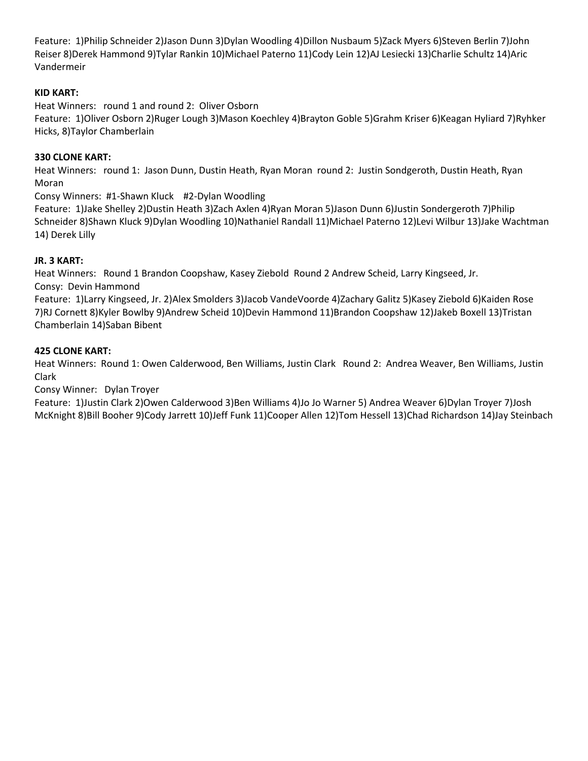Feature: 1)Philip Schneider 2)Jason Dunn 3)Dylan Woodling 4)Dillon Nusbaum 5)Zack Myers 6)Steven Berlin 7)John Reiser 8)Derek Hammond 9)Tylar Rankin 10)Michael Paterno 11)Cody Lein 12)AJ Lesiecki 13)Charlie Schultz 14)Aric Vandermeir

**KID KART:**

Heat Winners: round 1 and round 2: Oliver Osborn

Feature: 1)Oliver Osborn 2)Ruger Lough 3)Mason Koechley 4)Brayton Goble 5)Grahm Kriser 6)Keagan Hyliard 7)Ryhker Hicks, 8)Taylor Chamberlain

**330 CLONE KART:**

Heat Winners: round 1: Jason Dunn, Dustin Heath, Ryan Moran round 2: Justin Sondgeroth, Dustin Heath, Ryan Moran

Consy Winners: #1-Shawn Kluck #2-Dylan Woodling

Feature: 1)Jake Shelley 2)Dustin Heath 3)Zach Axlen 4)Ryan Moran 5)Jason Dunn 6)Justin Sondergeroth 7)Philip Schneider 8)Shawn Kluck 9)Dylan Woodling 10)Nathaniel Randall 11)Michael Paterno 12)Levi Wilbur 13)Jake Wachtman 14) Derek Lilly

**JR. 3 KART:**

Heat Winners: Round 1 Brandon Coopshaw, Kasey Ziebold Round 2 Andrew Scheid, Larry Kingseed, Jr.

Consy: Devin Hammond

Feature: 1)Larry Kingseed, Jr. 2)Alex Smolders 3)Jacob VandeVoorde 4)Zachary Galitz 5)Kasey Ziebold 6)Kaiden Rose 7)RJ Cornett 8)Kyler Bowlby 9)Andrew Scheid 10)Devin Hammond 11)Brandon Coopshaw 12)Jakeb Boxell 13)Tristan Chamberlain 14)Saban Bibent

**425 CLONE KART:**

Heat Winners: Round 1: Owen Calderwood, Ben Williams, Justin Clark Round 2: Andrea Weaver, Ben Williams, Justin Clark

Consy Winner: Dylan Troyer

Feature: 1)Justin Clark 2)Owen Calderwood 3)Ben Williams 4)Jo Jo Warner 5) Andrea Weaver 6)Dylan Troyer 7)Josh McKnight 8)Bill Booher 9)Cody Jarrett 10)Jeff Funk 11)Cooper Allen 12)Tom Hessell 13)Chad Richardson 14)Jay Steinbach